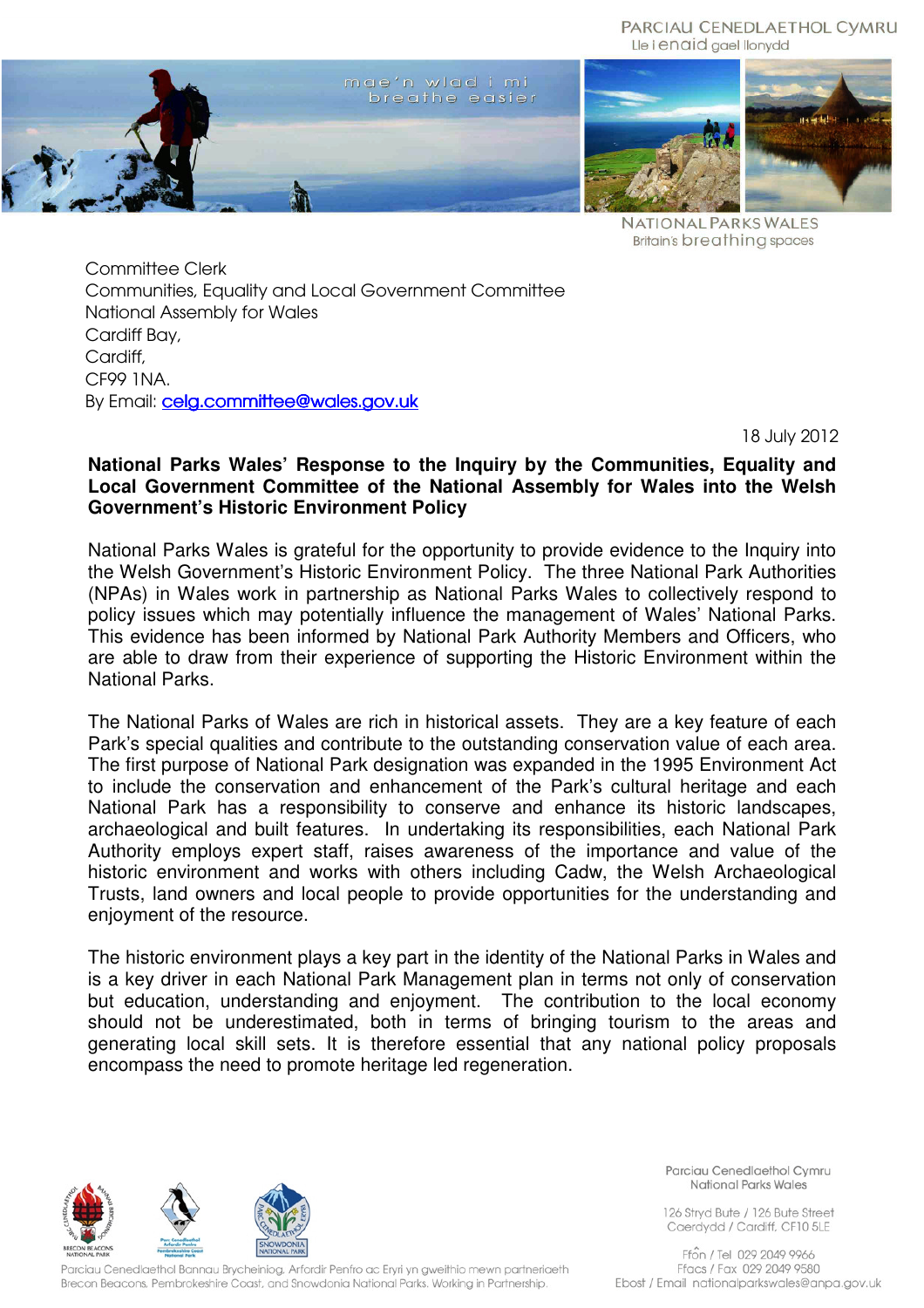PARCIAU CENEDLAETHOL CYMRU
Lle i enaid gael llonydd

NATIONAL PARKS WALES
Britain's breathing spaces

Committee Clerk
Communities, Equality and Local Government Committee
National Assembly for Wales
Cardiff Bay,
Cardiff,
CF99 1NA.
By Email: celg.committee@wales.gov.uk

18 July 2012

**National Parks Wales' Response to the Inquiry by the Communities, Equality and Local Government Committee of the National Assembly for Wales into the Welsh Government's Historic Environment Policy**

National Parks Wales is grateful for the opportunity to provide evidence to the Inquiry into the Welsh Government's Historic Environment Policy. The three National Park Authorities (NPAs) in Wales work in partnership as National Parks Wales to collectively respond to policy issues which may potentially influence the management of Wales' National Parks. This evidence has been informed by National Park Authority Members and Officers, who are able to draw from their experience of supporting the Historic Environment within the National Parks.

The National Parks of Wales are rich in historical assets. They are a key feature of each Park's special qualities and contribute to the outstanding conservation value of each area. The first purpose of National Park designation was expanded in the 1995 Environment Act to include the conservation and enhancement of the Park's cultural heritage and each National Park has a responsibility to conserve and enhance its historic landscapes, archaeological and built features. In undertaking its responsibilities, each National Park Authority employs expert staff, raises awareness of the importance and value of the historic environment and works with others including Cadw, the Welsh Archaeological Trusts, land owners and local people to provide opportunities for the understanding and enjoyment of the resource.

The historic environment plays a key part in the identity of the National Parks in Wales and is a key driver in each National Park Management plan in terms not only of conservation but education, understanding and enjoyment. The contribution to the local economy should not be underestimated, both in terms of bringing tourism to the areas and generating local skill sets. It is therefore essential that any national policy proposals encompass the need to promote heritage led regeneration.

Parciau Cenedlaethol Bannau Brycheiniog, Arfordir Penfro ac Eryri yn gweithio mewn partneriaeth
Brecon Beacons, Pembrokeshire Coast, and Snowdonia National Parks. Working in Partnership.

Parciau Cenedlaethol Cymru
National Parks Wales

126 Stryd Bute / 126 Bute Street
Caerdydd / Cardiff, CF10 5LE

Ffôn / Tel 029 2049 9966
Ffacs / Fax 029 2049 9580
Ebost / Email nationalparkswales@anpa.gov.uk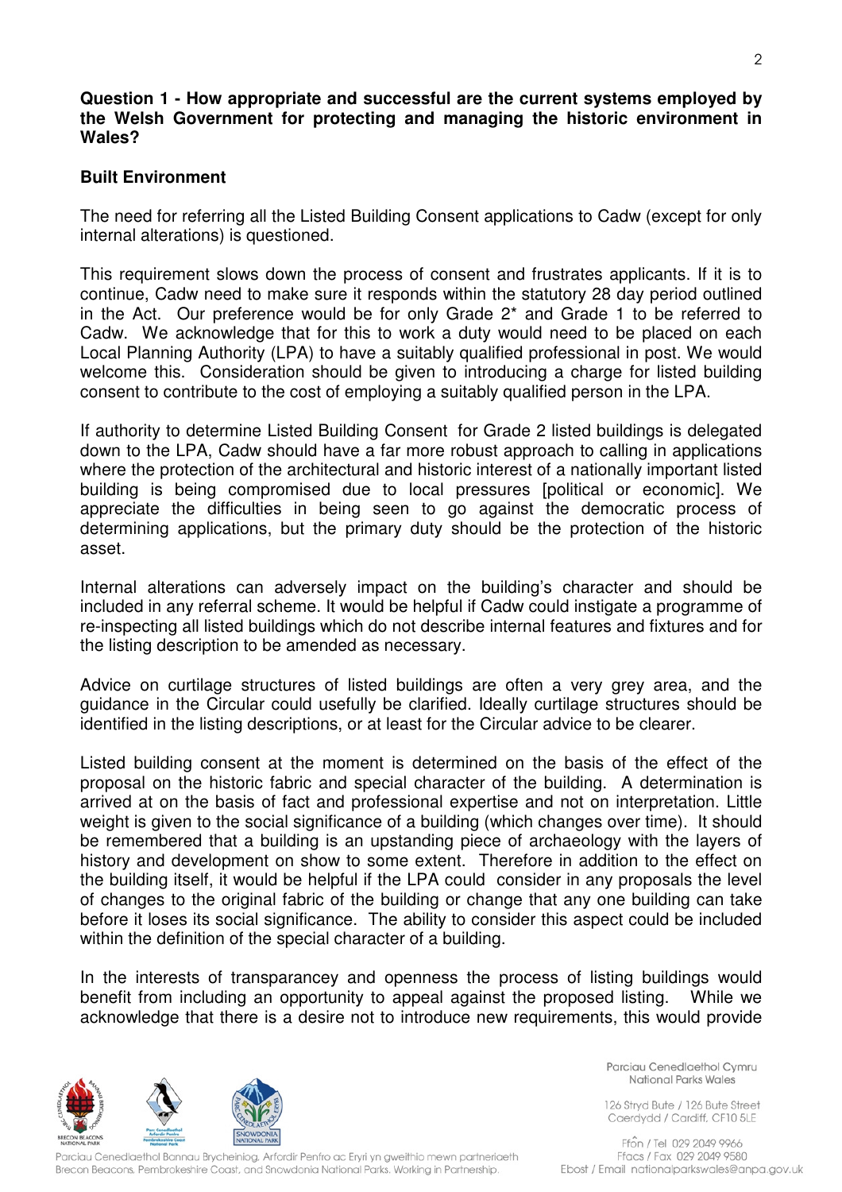**Question 1 - How appropriate and successful are the current systems employed by the Welsh Government for protecting and managing the historic environment in Wales?**

**Built Environment**

The need for referring all the Listed Building Consent applications to Cadw (except for only internal alterations) is questioned.

This requirement slows down the process of consent and frustrates applicants. If it is to continue, Cadw need to make sure it responds within the statutory 28 day period outlined in the Act. Our preference would be for only Grade 2* and Grade 1 to be referred to Cadw. We acknowledge that for this to work a duty would need to be placed on each Local Planning Authority (LPA) to have a suitably qualified professional in post. We would welcome this. Consideration should be given to introducing a charge for listed building consent to contribute to the cost of employing a suitably qualified person in the LPA.

If authority to determine Listed Building Consent for Grade 2 listed buildings is delegated down to the LPA, Cadw should have a far more robust approach to calling in applications where the protection of the architectural and historic interest of a nationally important listed building is being compromised due to local pressures [political or economic]. We appreciate the difficulties in being seen to go against the democratic process of determining applications, but the primary duty should be the protection of the historic asset.

Internal alterations can adversely impact on the building's character and should be included in any referral scheme. It would be helpful if Cadw could instigate a programme of re-inspecting all listed buildings which do not describe internal features and fixtures and for the listing description to be amended as necessary.

Advice on curtilage structures of listed buildings are often a very grey area, and the guidance in the Circular could usefully be clarified. Ideally curtilage structures should be identified in the listing descriptions, or at least for the Circular advice to be clearer.

Listed building consent at the moment is determined on the basis of the effect of the proposal on the historic fabric and special character of the building. A determination is arrived at on the basis of fact and professional expertise and not on interpretation. Little weight is given to the social significance of a building (which changes over time). It should be remembered that a building is an upstanding piece of archaeology with the layers of history and development on show to some extent. Therefore in addition to the effect on the building itself, it would be helpful if the LPA could consider in any proposals the level of changes to the original fabric of the building or change that any one building can take before it loses its social significance. The ability to consider this aspect could be included within the definition of the special character of a building.

In the interests of transparancey and openness the process of listing buildings would benefit from including an opportunity to appeal against the proposed listing. While we acknowledge that there is a desire not to introduce new requirements, this would provide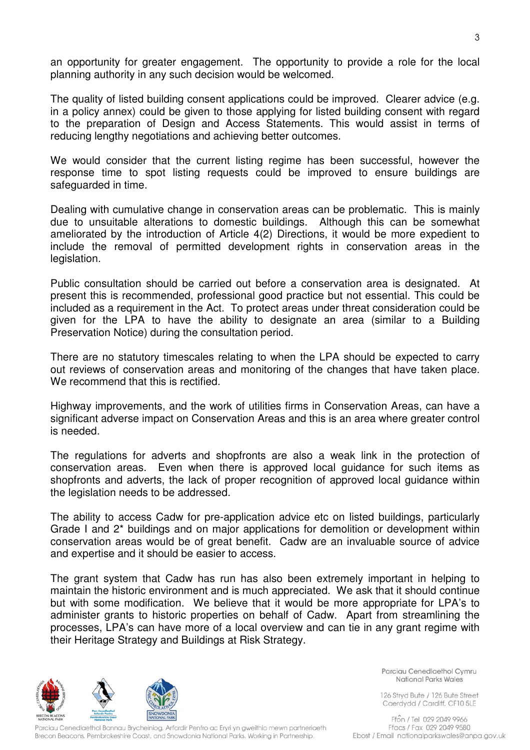an opportunity for greater engagement. The opportunity to provide a role for the local planning authority in any such decision would be welcomed.

The quality of listed building consent applications could be improved. Clearer advice (e.g. in a policy annex) could be given to those applying for listed building consent with regard to the preparation of Design and Access Statements. This would assist in terms of reducing lengthy negotiations and achieving better outcomes.

We would consider that the current listing regime has been successful, however the response time to spot listing requests could be improved to ensure buildings are safeguarded in time.

Dealing with cumulative change in conservation areas can be problematic. This is mainly due to unsuitable alterations to domestic buildings. Although this can be somewhat ameliorated by the introduction of Article 4(2) Directions, it would be more expedient to include the removal of permitted development rights in conservation areas in the legislation.

Public consultation should be carried out before a conservation area is designated. At present this is recommended, professional good practice but not essential. This could be included as a requirement in the Act. To protect areas under threat consideration could be given for the LPA to have the ability to designate an area (similar to a Building Preservation Notice) during the consultation period.

There are no statutory timescales relating to when the LPA should be expected to carry out reviews of conservation areas and monitoring of the changes that have taken place. We recommend that this is rectified.

Highway improvements, and the work of utilities firms in Conservation Areas, can have a significant adverse impact on Conservation Areas and this is an area where greater control is needed.

The regulations for adverts and shopfronts are also a weak link in the protection of conservation areas. Even when there is approved local guidance for such items as shopfronts and adverts, the lack of proper recognition of approved local guidance within the legislation needs to be addressed.

The ability to access Cadw for pre-application advice etc on listed buildings, particularly Grade I and 2* buildings and on major applications for demolition or development within conservation areas would be of great benefit. Cadw are an invaluable source of advice and expertise and it should be easier to access.

The grant system that Cadw has run has also been extremely important in helping to maintain the historic environment and is much appreciated. We ask that it should continue but with some modification. We believe that it would be more appropriate for LPA's to administer grants to historic properties on behalf of Cadw. Apart from streamlining the processes, LPA's can have more of a local overview and can tie in any grant regime with their Heritage Strategy and Buildings at Risk Strategy.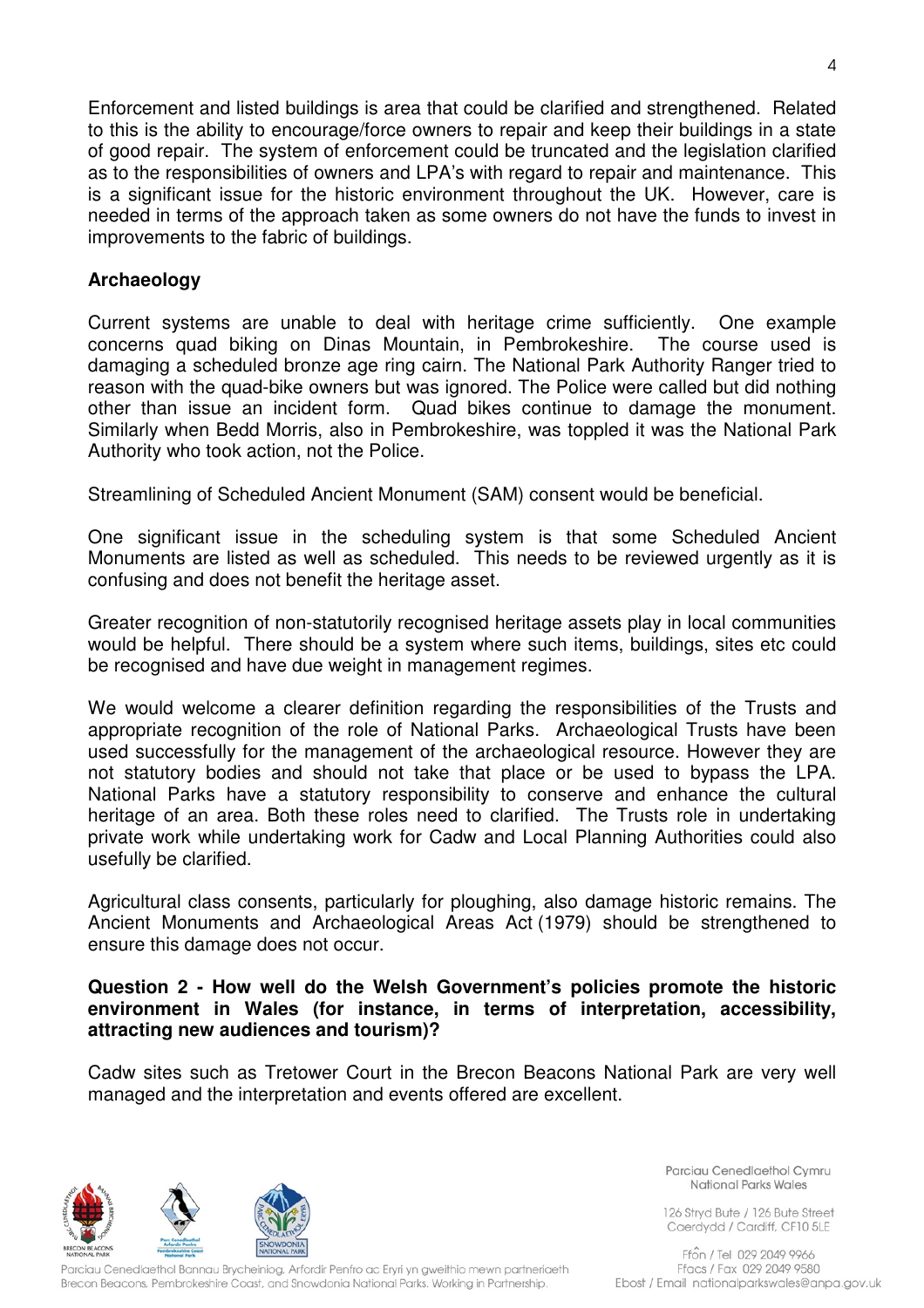Enforcement and listed buildings is area that could be clarified and strengthened. Related to this is the ability to encourage/force owners to repair and keep their buildings in a state of good repair. The system of enforcement could be truncated and the legislation clarified as to the responsibilities of owners and LPA's with regard to repair and maintenance. This is a significant issue for the historic environment throughout the UK. However, care is needed in terms of the approach taken as some owners do not have the funds to invest in improvements to the fabric of buildings.

**Archaeology**

Current systems are unable to deal with heritage crime sufficiently. One example concerns quad biking on Dinas Mountain, in Pembrokeshire. The course used is damaging a scheduled bronze age ring cairn. The National Park Authority Ranger tried to reason with the quad-bike owners but was ignored. The Police were called but did nothing other than issue an incident form. Quad bikes continue to damage the monument. Similarly when Bedd Morris, also in Pembrokeshire, was toppled it was the National Park Authority who took action, not the Police.

Streamlining of Scheduled Ancient Monument (SAM) consent would be beneficial.

One significant issue in the scheduling system is that some Scheduled Ancient Monuments are listed as well as scheduled. This needs to be reviewed urgently as it is confusing and does not benefit the heritage asset.

Greater recognition of non-statutorily recognised heritage assets play in local communities would be helpful. There should be a system where such items, buildings, sites etc could be recognised and have due weight in management regimes.

We would welcome a clearer definition regarding the responsibilities of the Trusts and appropriate recognition of the role of National Parks. Archaeological Trusts have been used successfully for the management of the archaeological resource. However they are not statutory bodies and should not take that place or be used to bypass the LPA. National Parks have a statutory responsibility to conserve and enhance the cultural heritage of an area. Both these roles need to clarified. The Trusts role in undertaking private work while undertaking work for Cadw and Local Planning Authorities could also usefully be clarified.

Agricultural class consents, particularly for ploughing, also damage historic remains. The Ancient Monuments and Archaeological Areas Act (1979) should be strengthened to ensure this damage does not occur.

**Question 2 - How well do the Welsh Government's policies promote the historic environment in Wales (for instance, in terms of interpretation, accessibility, attracting new audiences and tourism)?**

Cadw sites such as Tretower Court in the Brecon Beacons National Park are very well managed and the interpretation and events offered are excellent.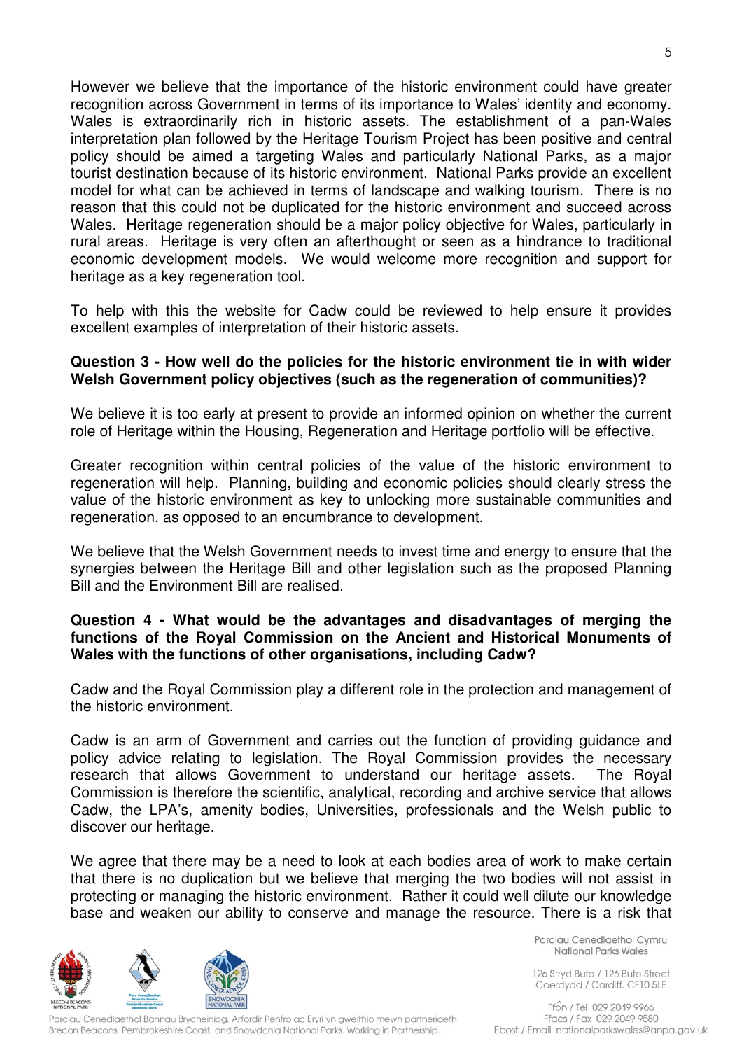However we believe that the importance of the historic environment could have greater recognition across Government in terms of its importance to Wales' identity and economy. Wales is extraordinarily rich in historic assets. The establishment of a pan-Wales interpretation plan followed by the Heritage Tourism Project has been positive and central policy should be aimed a targeting Wales and particularly National Parks, as a major tourist destination because of its historic environment. National Parks provide an excellent model for what can be achieved in terms of landscape and walking tourism. There is no reason that this could not be duplicated for the historic environment and succeed across Wales. Heritage regeneration should be a major policy objective for Wales, particularly in rural areas. Heritage is very often an afterthought or seen as a hindrance to traditional economic development models. We would welcome more recognition and support for heritage as a key regeneration tool.

To help with this the website for Cadw could be reviewed to help ensure it provides excellent examples of interpretation of their historic assets.

**Question 3 - How well do the policies for the historic environment tie in with wider Welsh Government policy objectives (such as the regeneration of communities)?**

We believe it is too early at present to provide an informed opinion on whether the current role of Heritage within the Housing, Regeneration and Heritage portfolio will be effective.

Greater recognition within central policies of the value of the historic environment to regeneration will help. Planning, building and economic policies should clearly stress the value of the historic environment as key to unlocking more sustainable communities and regeneration, as opposed to an encumbrance to development.

We believe that the Welsh Government needs to invest time and energy to ensure that the synergies between the Heritage Bill and other legislation such as the proposed Planning Bill and the Environment Bill are realised.

**Question 4 - What would be the advantages and disadvantages of merging the functions of the Royal Commission on the Ancient and Historical Monuments of Wales with the functions of other organisations, including Cadw?**

Cadw and the Royal Commission play a different role in the protection and management of the historic environment.

Cadw is an arm of Government and carries out the function of providing guidance and policy advice relating to legislation. The Royal Commission provides the necessary research that allows Government to understand our heritage assets. The Royal Commission is therefore the scientific, analytical, recording and archive service that allows Cadw, the LPA's, amenity bodies, Universities, professionals and the Welsh public to discover our heritage.

We agree that there may be a need to look at each bodies area of work to make certain that there is no duplication but we believe that merging the two bodies will not assist in protecting or managing the historic environment. Rather it could well dilute our knowledge base and weaken our ability to conserve and manage the resource. There is a risk that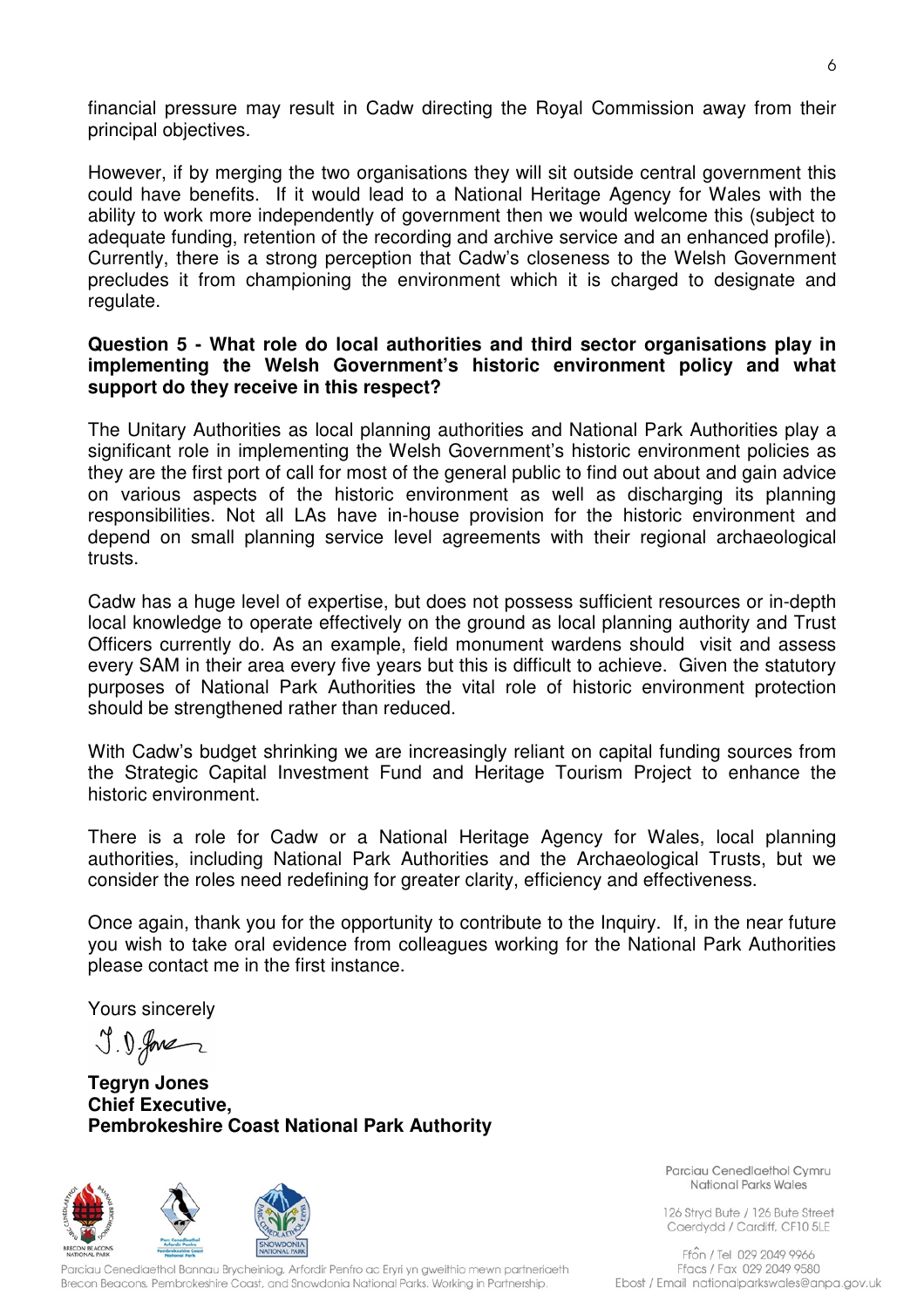financial pressure may result in Cadw directing the Royal Commission away from their principal objectives.

However, if by merging the two organisations they will sit outside central government this could have benefits. If it would lead to a National Heritage Agency for Wales with the ability to work more independently of government then we would welcome this (subject to adequate funding, retention of the recording and archive service and an enhanced profile). Currently, there is a strong perception that Cadw's closeness to the Welsh Government precludes it from championing the environment which it is charged to designate and regulate.

**Question 5 - What role do local authorities and third sector organisations play in implementing the Welsh Government's historic environment policy and what support do they receive in this respect?**

The Unitary Authorities as local planning authorities and National Park Authorities play a significant role in implementing the Welsh Government's historic environment policies as they are the first port of call for most of the general public to find out about and gain advice on various aspects of the historic environment as well as discharging its planning responsibilities. Not all LAs have in-house provision for the historic environment and depend on small planning service level agreements with their regional archaeological trusts.

Cadw has a huge level of expertise, but does not possess sufficient resources or in-depth local knowledge to operate effectively on the ground as local planning authority and Trust Officers currently do. As an example, field monument wardens should visit and assess every SAM in their area every five years but this is difficult to achieve. Given the statutory purposes of National Park Authorities the vital role of historic environment protection should be strengthened rather than reduced.

With Cadw's budget shrinking we are increasingly reliant on capital funding sources from the Strategic Capital Investment Fund and Heritage Tourism Project to enhance the historic environment.

There is a role for Cadw or a National Heritage Agency for Wales, local planning authorities, including National Park Authorities and the Archaeological Trusts, but we consider the roles need redefining for greater clarity, efficiency and effectiveness.

Once again, thank you for the opportunity to contribute to the Inquiry. If, in the near future you wish to take oral evidence from colleagues working for the National Park Authorities please contact me in the first instance.

Yours sincerely

T. D. Jones

**Tegryn Jones**
**Chief Executive,**
**Pembrokeshire Coast National Park Authority**

Parciau Cenedlaethol Bannau Brycheiniog, Arfordir Penfro ac Eryri yn gweithio mewn partneriaeth
Brecon Beacons, Pembrokeshire Coast, and Snowdonia National Parks, Working in Partnership.

Parciau Cenedlaethol Cymru
National Parks Wales

126 Stryd Bute / 126 Bute Street
Caerdydd / Cardiff, CF10 5LE

Ffôn / Tel 029 2049 9966
Ffacs / Fax 029 2049 9580
Ebost / Email nationalparkswales@anpa.gov.uk